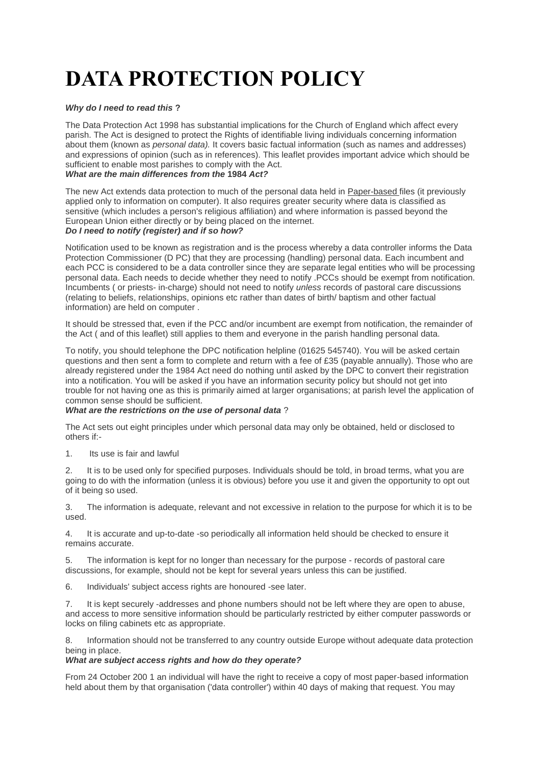# DATA PROTECTION POLICY

***Why do I need to read this* ?**

The Data Protection Act 1998 has substantial implications for the Church of England which affect every parish. The Act is designed to protect the Rights of identifiable living individuals concerning information about them (known as *personal data).* It covers basic factual information (such as names and addresses) and expressions of opinion (such as in references). This leaflet provides important advice which should be sufficient to enable most parishes to comply with the Act.

***What are the main differences from the* 1984 *Act?***

The new Act extends data protection to much of the personal data held in Paper-based files (it previously applied only to information on computer). It also requires greater security where data is classified as sensitive (which includes a person's religious affiliation) and where information is passed beyond the European Union either directly or by being placed on the internet.

***Do I need to notify (register) and if so how?***

Notification used to be known as registration and is the process whereby a data controller informs the Data Protection Commissioner (D PC) that they are processing (handling) personal data. Each incumbent and each PCC is considered to be a data controller since they are separate legal entities who will be processing personal data. Each needs to decide whether they need to notify .PCCs should be exempt from notification. Incumbents ( or priests- in-charge) should not need to notify *unless* records of pastoral care discussions (relating to beliefs, relationships, opinions etc rather than dates of birth/ baptism and other factual information) are held on computer .

It should be stressed that, even if the PCC and/or incumbent are exempt from notification, the remainder of the Act ( and of this leaflet) still applies to them and everyone in the parish handling personal data.

To notify, you should telephone the DPC notification helpline (01625 545740). You will be asked certain questions and then sent a form to complete and return with a fee of £35 (payable annually). Those who are already registered under the 1984 Act need do nothing until asked by the DPC to convert their registration into a notification. You will be asked if you have an information security policy but should not get into trouble for not having one as this is primarily aimed at larger organisations; at parish level the application of common sense should be sufficient.

***What are the restrictions on the use of personal data*** ?

The Act sets out eight principles under which personal data may only be obtained, held or disclosed to others if:-

1. Its use is fair and lawful

2. It is to be used only for specified purposes. Individuals should be told, in broad terms, what you are going to do with the information (unless it is obvious) before you use it and given the opportunity to opt out of it being so used.

3. The information is adequate, relevant and not excessive in relation to the purpose for which it is to be used.

4. It is accurate and up-to-date -so periodically all information held should be checked to ensure it remains accurate.

5. The information is kept for no longer than necessary for the purpose - records of pastoral care discussions, for example, should not be kept for several years unless this can be justified.

6. Individuals' subject access rights are honoured -see later.

7. It is kept securely -addresses and phone numbers should not be left where they are open to abuse, and access to more sensitive information should be particularly restricted by either computer passwords or locks on filing cabinets etc as appropriate.

8. Information should not be transferred to any country outside Europe without adequate data protection being in place.

***What are subject access rights and how do they operate?***

From 24 October 200 1 an individual will have the right to receive a copy of most paper-based information held about them by that organisation ('data controller') within 40 days of making that request. You may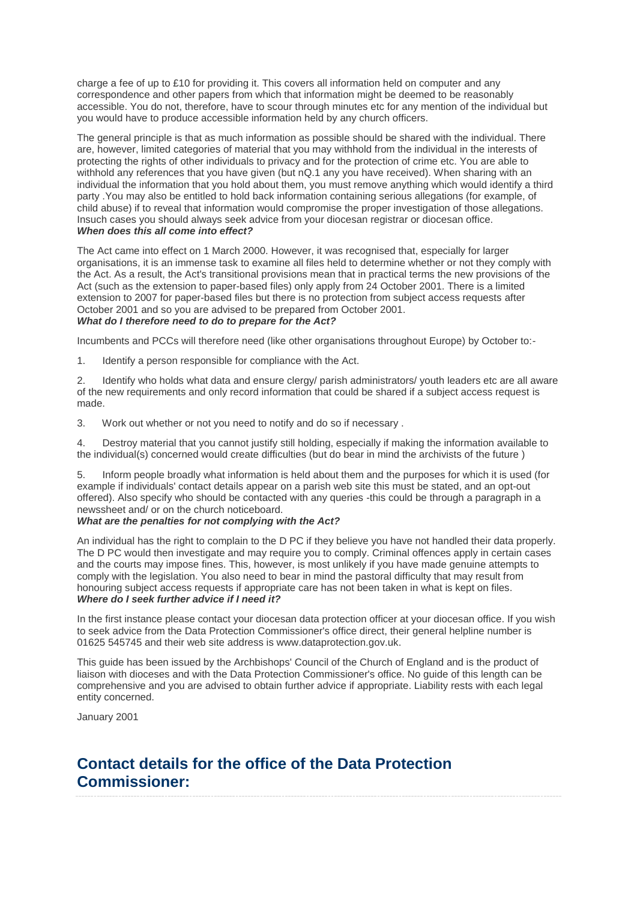charge a fee of up to £10 for providing it. This covers all information held on computer and any correspondence and other papers from which that information might be deemed to be reasonably accessible. You do not, therefore, have to scour through minutes etc for any mention of the individual but you would have to produce accessible information held by any church officers.

The general principle is that as much information as possible should be shared with the individual. There are, however, limited categories of material that you may withhold from the individual in the interests of protecting the rights of other individuals to privacy and for the protection of crime etc. You are able to withhold any references that you have given (but nQ.1 any you have received). When sharing with an individual the information that you hold about them, you must remove anything which would identify a third party .You may also be entitled to hold back information containing serious allegations (for example, of child abuse) if to reveal that information would compromise the proper investigation of those allegations. Insuch cases you should always seek advice from your diocesan registrar or diocesan office.

***When does this all come into effect?***

The Act came into effect on 1 March 2000. However, it was recognised that, especially for larger organisations, it is an immense task to examine all files held to determine whether or not they comply with the Act. As a result, the Act's transitional provisions mean that in practical terms the new provisions of the Act (such as the extension to paper-based files) only apply from 24 October 2001. There is a limited extension to 2007 for paper-based files but there is no protection from subject access requests after October 2001 and so you are advised to be prepared from October 2001.

***What do I therefore need to do to prepare for the Act?***

Incumbents and PCCs will therefore need (like other organisations throughout Europe) by October to:-

1. Identify a person responsible for compliance with the Act.

2. Identify who holds what data and ensure clergy/ parish administrators/ youth leaders etc are all aware of the new requirements and only record information that could be shared if a subject access request is made.

3. Work out whether or not you need to notify and do so if necessary .

4. Destroy material that you cannot justify still holding, especially if making the information available to the individual(s) concerned would create difficulties (but do bear in mind the archivists of the future )

5. Inform people broadly what information is held about them and the purposes for which it is used (for example if individuals' contact details appear on a parish web site this must be stated, and an opt-out offered). Also specify who should be contacted with any queries -this could be through a paragraph in a newssheet and/ or on the church noticeboard.

***What are the penalties for not complying with the Act?***

An individual has the right to complain to the D PC if they believe you have not handled their data properly. The D PC would then investigate and may require you to comply. Criminal offences apply in certain cases and the courts may impose fines. This, however, is most unlikely if you have made genuine attempts to comply with the legislation. You also need to bear in mind the pastoral difficulty that may result from honouring subject access requests if appropriate care has not been taken in what is kept on files.

***Where do I seek further advice if I need it?***

In the first instance please contact your diocesan data protection officer at your diocesan office. If you wish to seek advice from the Data Protection Commissioner's office direct, their general helpline number is 01625 545745 and their web site address is www.dataprotection.gov.uk.

This guide has been issued by the Archbishops' Council of the Church of England and is the product of liaison with dioceses and with the Data Protection Commissioner's office. No guide of this length can be comprehensive and you are advised to obtain further advice if appropriate. Liability rests with each legal entity concerned.

January 2001

## Contact details for the office of the Data Protection Commissioner: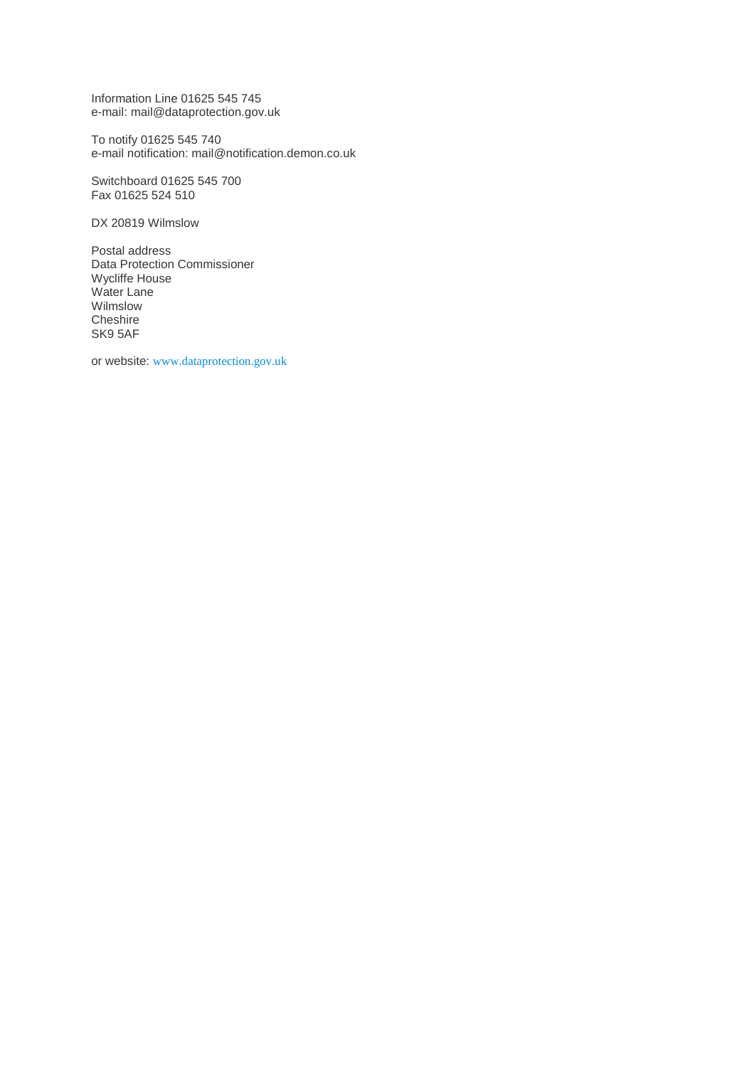Information Line 01625 545 745
e-mail: mail@dataprotection.gov.uk

To notify 01625 545 740
e-mail notification: mail@notification.demon.co.uk

Switchboard 01625 545 700
Fax 01625 524 510

DX 20819 Wilmslow

Postal address
Data Protection Commissioner
Wycliffe House
Water Lane
Wilmslow
Cheshire
SK9 5AF

or website: www.dataprotection.gov.uk